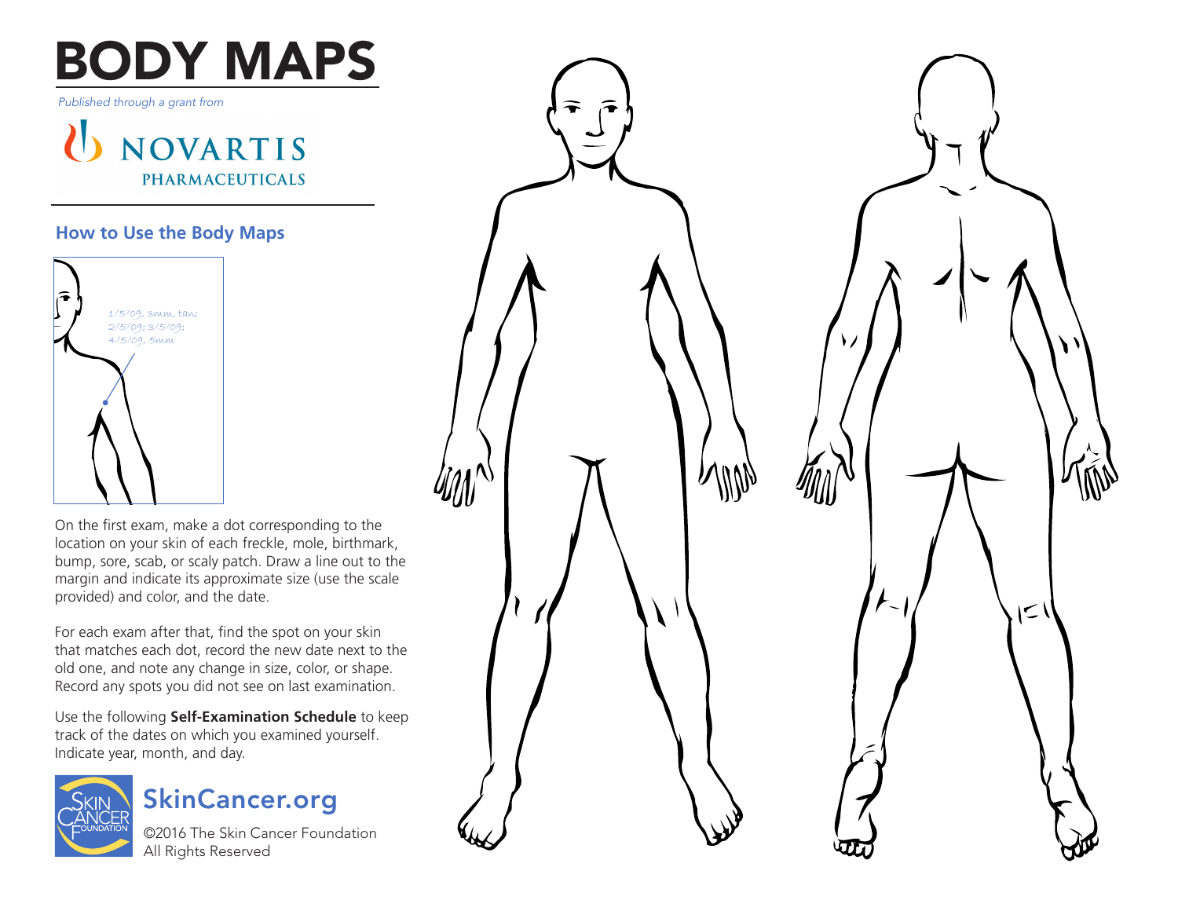# BODY MAPS

*Published through a grant from*

NOVARTIS
PHARMACEUTICALS

## How to Use the Body Maps

1/5/09, 3mm, tan;
2/5/09; 3/5/09;
4/5/09, 5mm

On the first exam, make a dot corresponding to the location on your skin of each freckle, mole, birthmark, bump, sore, scab, or scaly patch. Draw a line out to the margin and indicate its approximate size (use the scale provided) and color, and the date.

For each exam after that, find the spot on your skin that matches each dot, record the new date next to the old one, and note any change in size, color, or shape. Record any spots you did not see on last examination.

Use the following **Self-Examination Schedule** to keep track of the dates on which you examined yourself. Indicate year, month, and day.

SkinCancer.org

©2016 The Skin Cancer Foundation
All Rights Reserved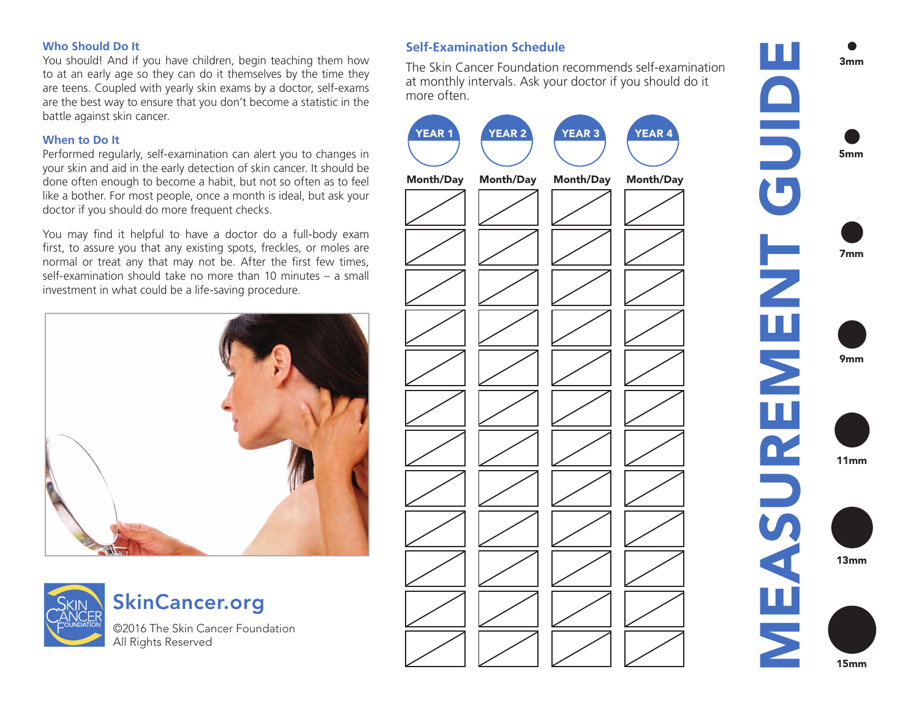## Who Should Do It

You should! And if you have children, begin teaching them how to at an early age so they can do it themselves by the time they are teens. Coupled with yearly skin exams by a doctor, self-exams are the best way to ensure that you don't become a statistic in the battle against skin cancer.

## When to Do It

Performed regularly, self-examination can alert you to changes in your skin and aid in the early detection of skin cancer. It should be done often enough to become a habit, but not so often as to feel like a bother. For most people, once a month is ideal, but ask your doctor if you should do more frequent checks.

You may find it helpful to have a doctor do a full-body exam first, to assure you that any existing spots, freckles, or moles are normal or treat any that may not be. After the first few times, self-examination should take no more than 10 minutes – a small investment in what could be a life-saving procedure.

**SkinCancer.org**

©2016 The Skin Cancer Foundation
All Rights Reserved

## Self-Examination Schedule

The Skin Cancer Foundation recommends self-examination at monthly intervals. Ask your doctor if you should do it more often.

| YEAR 1 | YEAR 2 | YEAR 3 | YEAR 4 |
|---|---|---|---|
| Month/Day | Month/Day | Month/Day | Month/Day |
| / | / | / | / |
| / | / | / | / |
| / | / | / | / |
| / | / | / | / |
| / | / | / | / |
| / | / | / | / |
| / | / | / | / |
| / | / | / | / |
| / | / | / | / |
| / | / | / | / |
| / | / | / | / |
| / | / | / | / |

## MEASUREMENT GUIDE

3mm

5mm

7mm

9mm

11mm

13mm

15mm